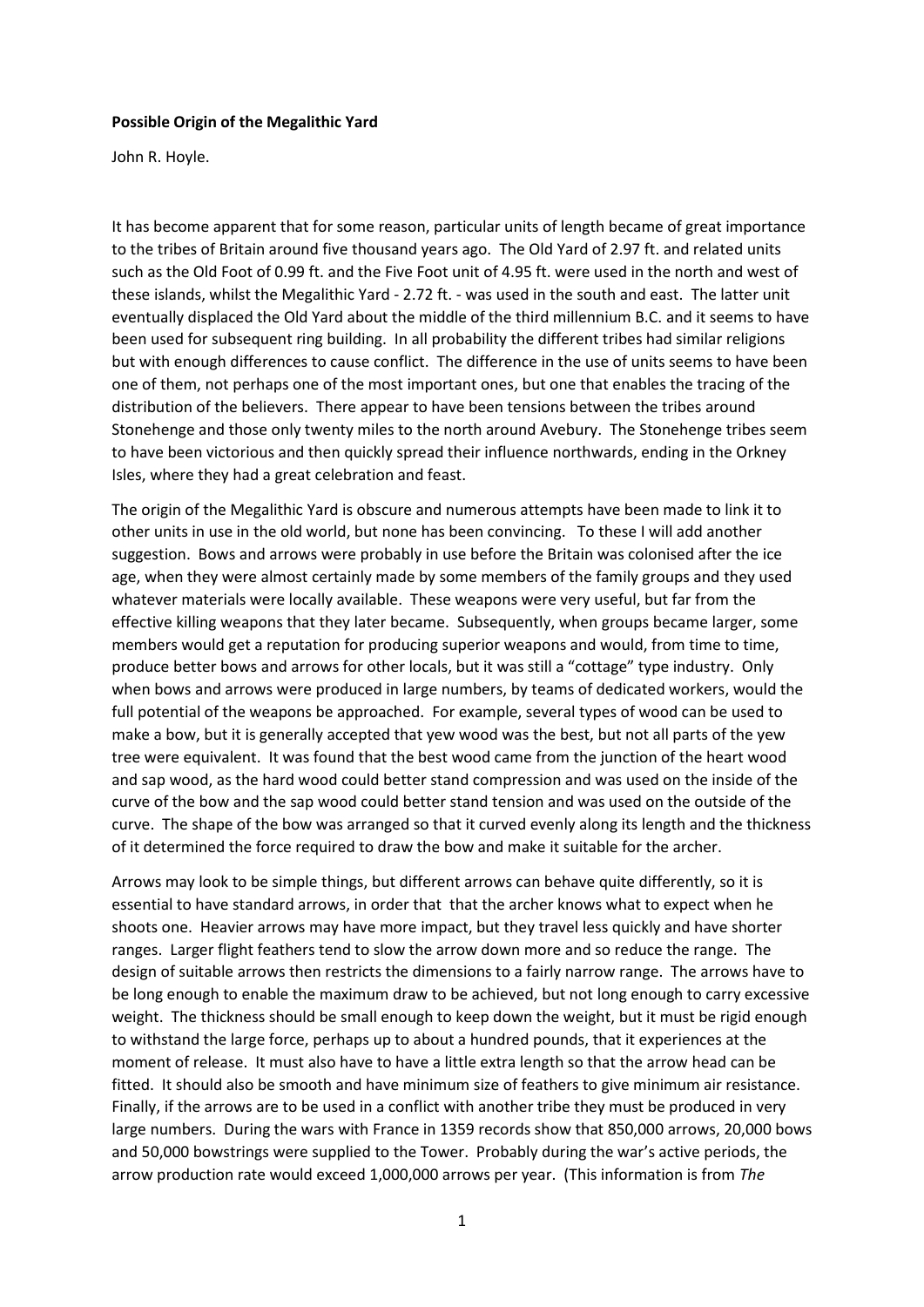**Possible Origin of the Megalithic Yard**

John R. Hoyle.

It has become apparent that for some reason, particular units of length became of great importance to the tribes of Britain around five thousand years ago. The Old Yard of 2.97 ft. and related units such as the Old Foot of 0.99 ft. and the Five Foot unit of 4.95 ft. were used in the north and west of these islands, whilst the Megalithic Yard - 2.72 ft. - was used in the south and east. The latter unit eventually displaced the Old Yard about the middle of the third millennium B.C. and it seems to have been used for subsequent ring building. In all probability the different tribes had similar religions but with enough differences to cause conflict. The difference in the use of units seems to have been one of them, not perhaps one of the most important ones, but one that enables the tracing of the distribution of the believers. There appear to have been tensions between the tribes around Stonehenge and those only twenty miles to the north around Avebury. The Stonehenge tribes seem to have been victorious and then quickly spread their influence northwards, ending in the Orkney Isles, where they had a great celebration and feast.

The origin of the Megalithic Yard is obscure and numerous attempts have been made to link it to other units in use in the old world, but none has been convincing. To these I will add another suggestion. Bows and arrows were probably in use before the Britain was colonised after the ice age, when they were almost certainly made by some members of the family groups and they used whatever materials were locally available. These weapons were very useful, but far from the effective killing weapons that they later became. Subsequently, when groups became larger, some members would get a reputation for producing superior weapons and would, from time to time, produce better bows and arrows for other locals, but it was still a "cottage" type industry. Only when bows and arrows were produced in large numbers, by teams of dedicated workers, would the full potential of the weapons be approached. For example, several types of wood can be used to make a bow, but it is generally accepted that yew wood was the best, but not all parts of the yew tree were equivalent. It was found that the best wood came from the junction of the heart wood and sap wood, as the hard wood could better stand compression and was used on the inside of the curve of the bow and the sap wood could better stand tension and was used on the outside of the curve. The shape of the bow was arranged so that it curved evenly along its length and the thickness of it determined the force required to draw the bow and make it suitable for the archer.

Arrows may look to be simple things, but different arrows can behave quite differently, so it is essential to have standard arrows, in order that that the archer knows what to expect when he shoots one. Heavier arrows may have more impact, but they travel less quickly and have shorter ranges. Larger flight feathers tend to slow the arrow down more and so reduce the range. The design of suitable arrows then restricts the dimensions to a fairly narrow range. The arrows have to be long enough to enable the maximum draw to be achieved, but not long enough to carry excessive weight. The thickness should be small enough to keep down the weight, but it must be rigid enough to withstand the large force, perhaps up to about a hundred pounds, that it experiences at the moment of release. It must also have to have a little extra length so that the arrow head can be fitted. It should also be smooth and have minimum size of feathers to give minimum air resistance. Finally, if the arrows are to be used in a conflict with another tribe they must be produced in very large numbers. During the wars with France in 1359 records show that 850,000 arrows, 20,000 bows and 50,000 bowstrings were supplied to the Tower. Probably during the war's active periods, the arrow production rate would exceed 1,000,000 arrows per year. (This information is from *The*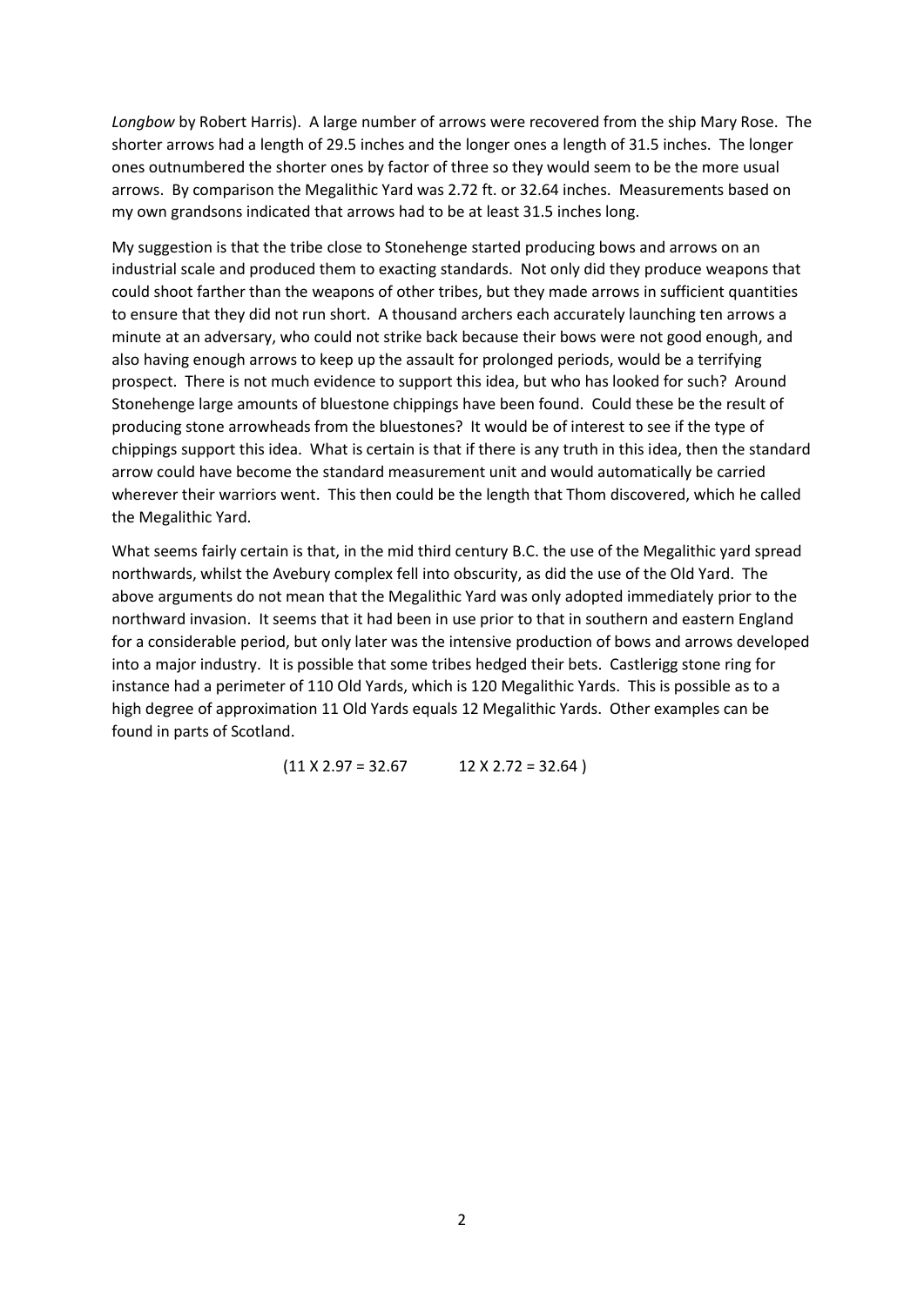*Longbow* by Robert Harris). A large number of arrows were recovered from the ship Mary Rose. The shorter arrows had a length of 29.5 inches and the longer ones a length of 31.5 inches. The longer ones outnumbered the shorter ones by factor of three so they would seem to be the more usual arrows. By comparison the Megalithic Yard was 2.72 ft. or 32.64 inches. Measurements based on my own grandsons indicated that arrows had to be at least 31.5 inches long.

My suggestion is that the tribe close to Stonehenge started producing bows and arrows on an industrial scale and produced them to exacting standards. Not only did they produce weapons that could shoot farther than the weapons of other tribes, but they made arrows in sufficient quantities to ensure that they did not run short. A thousand archers each accurately launching ten arrows a minute at an adversary, who could not strike back because their bows were not good enough, and also having enough arrows to keep up the assault for prolonged periods, would be a terrifying prospect. There is not much evidence to support this idea, but who has looked for such? Around Stonehenge large amounts of bluestone chippings have been found. Could these be the result of producing stone arrowheads from the bluestones? It would be of interest to see if the type of chippings support this idea. What is certain is that if there is any truth in this idea, then the standard arrow could have become the standard measurement unit and would automatically be carried wherever their warriors went. This then could be the length that Thom discovered, which he called the Megalithic Yard.

What seems fairly certain is that, in the mid third century B.C. the use of the Megalithic yard spread northwards, whilst the Avebury complex fell into obscurity, as did the use of the Old Yard. The above arguments do not mean that the Megalithic Yard was only adopted immediately prior to the northward invasion. It seems that it had been in use prior to that in southern and eastern England for a considerable period, but only later was the intensive production of bows and arrows developed into a major industry. It is possible that some tribes hedged their bets. Castlerigg stone ring for instance had a perimeter of 110 Old Yards, which is 120 Megalithic Yards. This is possible as to a high degree of approximation 11 Old Yards equals 12 Megalithic Yards. Other examples can be found in parts of Scotland.

$$(11 \times 2.97 = 32.67 \qquad 12 \times 2.72 = 32.64)$$